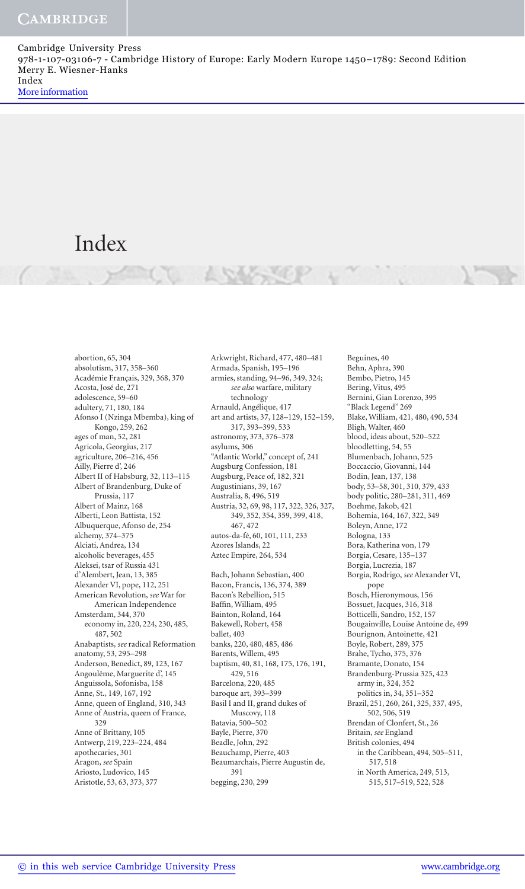# Index

abortion, 65, 304
absolutism, 317, 358–360
Académie Français, 329, 368, 370
Acosta, José de, 271
adolescence, 59–60
adultery, 71, 180, 184
Afonso I (Nzinga Mbemba), king of Kongo, 259, 262
ages of man, 52, 281
Agricola, Georgius, 217
agriculture, 206–216, 456
Ailly, Pierre d', 246
Albert II of Habsburg, 32, 113–115
Albert of Brandenburg, Duke of Prussia, 117
Albert of Mainz, 168
Alberti, Leon Battista, 152
Albuquerque, Afonso de, 254
alchemy, 374–375
Alciati, Andrea, 134
alcoholic beverages, 455
Aleksei, tsar of Russia 431
d'Alembert, Jean, 13, 385
Alexander VI, pope, 112, 251
American Revolution, *see* War for American Independence
Amsterdam, 344, 370
 economy in, 220, 224, 230, 485, 487, 502
Anabaptists, *see* radical Reformation
anatomy, 53, 295–298
Anderson, Benedict, 89, 123, 167
Angoulême, Marguerite d', 145
Anguissola, Sofonisba, 158
Anne, St., 149, 167, 192
Anne, queen of England, 310, 343
Anne of Austria, queen of France, 329
Anne of Brittany, 105
Antwerp, 219, 223–224, 484
apothecaries, 301
Aragon, *see* Spain
Ariosto, Ludovico, 145
Aristotle, 53, 63, 373, 377
Arkwright, Richard, 477, 480–481
Armada, Spanish, 195–196
armies, standing, 94–96, 349, 324; *see also* warfare, military technology
Arnauld, Angélique, 417
art and artists, 37, 128–129, 152–159, 317, 393–399, 533
astronomy, 373, 376–378
asylums, 306
"Atlantic World," concept of, 241
Augsburg Confession, 181
Augsburg, Peace of, 182, 321
Augustinians, 39, 167
Australia, 8, 496, 519
Austria, 32, 69, 98, 117, 322, 326, 327, 349, 352, 354, 359, 399, 418, 467, 472
autos-da-fé, 60, 101, 111, 233
Azores Islands, 22
Aztec Empire, 264, 534

Bach, Johann Sebastian, 400
Bacon, Francis, 136, 374, 389
Bacon's Rebellion, 515
Baffin, William, 495
Bainton, Roland, 164
Bakewell, Robert, 458
ballet, 403
banks, 220, 480, 485, 486
Barents, Willem, 495
baptism, 40, 81, 168, 175, 176, 191, 429, 516
Barcelona, 220, 485
baroque art, 393–399
Basil I and II, grand dukes of Muscovy, 118
Batavia, 500–502
Bayle, Pierre, 370
Beadle, John, 292
Beauchamp, Pierre, 403
Beaumarchais, Pierre Augustin de, 391
begging, 230, 299
Beguines, 40
Behn, Aphra, 390
Bembo, Pietro, 145
Bering, Vitus, 495
Bernini, Gian Lorenzo, 395
"Black Legend" 269
Blake, William, 421, 480, 490, 534
Bligh, Walter, 460
blood, ideas about, 520–522
bloodletting, 54, 55
Blumenbach, Johann, 525
Boccaccio, Giovanni, 144
Bodin, Jean, 137, 138
body, 53–58, 301, 310, 379, 433
body politic, 280–281, 311, 469
Boehme, Jakob, 421
Bohemia, 164, 167, 322, 349
Boleyn, Anne, 172
Bologna, 133
Bora, Katherina von, 179
Borgia, Cesare, 135–137
Borgia, Lucrezia, 187
Borgia, Rodrigo, *see* Alexander VI, pope
Bosch, Hieronymous, 156
Bossuet, Jacques, 316, 318
Botticelli, Sandro, 152, 157
Bougainville, Louise Antoine de, 499
Bourignon, Antoinette, 421
Boyle, Robert, 289, 375
Brahe, Tycho, 375, 376
Bramante, Donato, 154
Brandenburg-Prussia 325, 423
 army in, 324, 352
 politics in, 34, 351–352
Brazil, 251, 260, 261, 325, 337, 495, 502, 506, 519
Brendan of Clonfert, St., 26
Britain, *see* England
British colonies, 494
 in the Caribbean, 494, 505–511, 517, 518
 in North America, 249, 513, 515, 517–519, 522, 528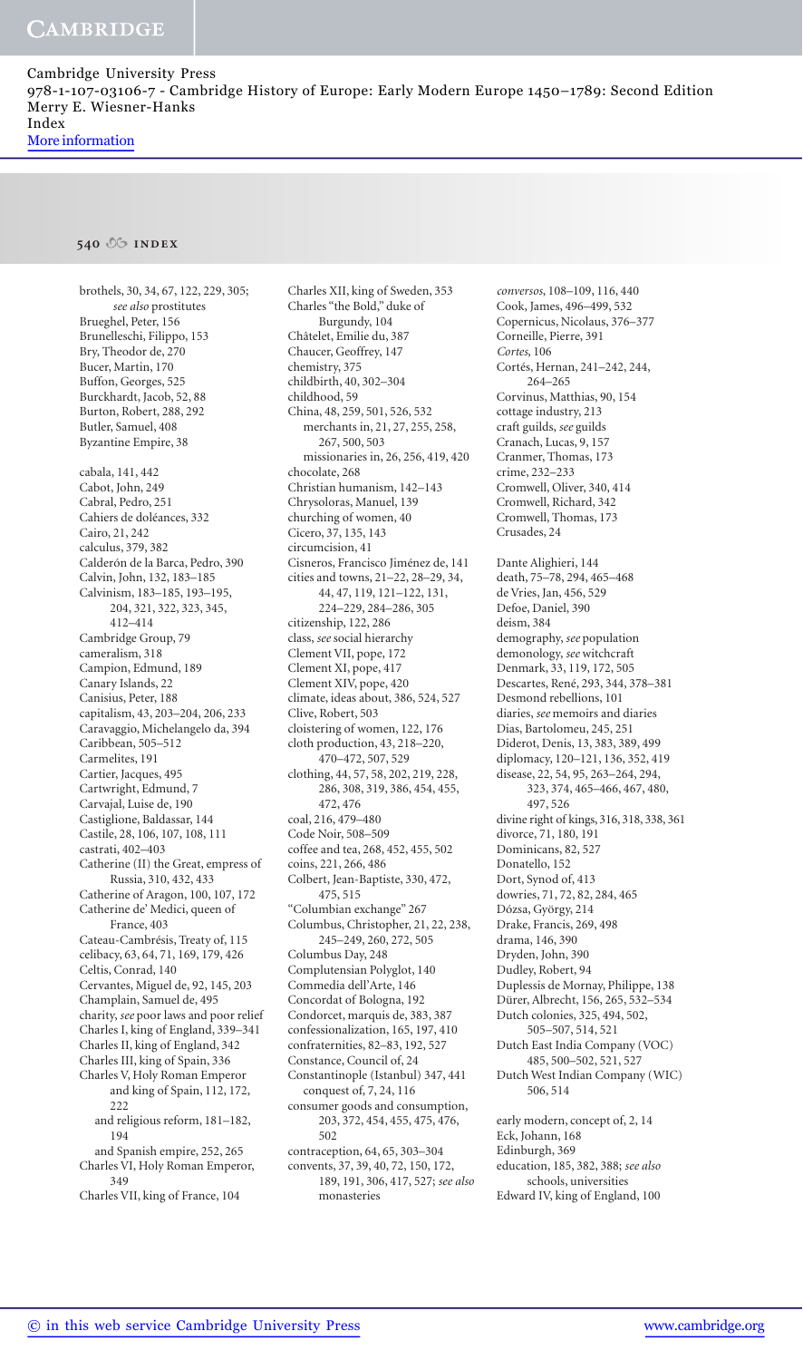brothels, 30, 34, 67, 122, 229, 305; *see also* prostitutes
Brueghel, Peter, 156
Brunelleschi, Filippo, 153
Bry, Theodor de, 270
Bucer, Martin, 170
Buffon, Georges, 525
Burckhardt, Jacob, 52, 88
Burton, Robert, 288, 292
Butler, Samuel, 408
Byzantine Empire, 38

cabala, 141, 442
Cabot, John, 249
Cabral, Pedro, 251
Cahiers de doléances, 332
Cairo, 21, 242
calculus, 379, 382
Calderón de la Barca, Pedro, 390
Calvin, John, 132, 183–185
Calvinism, 183–185, 193–195, 204, 321, 322, 323, 345, 412–414
Cambridge Group, 79
cameralism, 318
Campion, Edmund, 189
Canary Islands, 22
Canisius, Peter, 188
capitalism, 43, 203–204, 206, 233
Caravaggio, Michelangelo da, 394
Caribbean, 505–512
Carmelites, 191
Cartier, Jacques, 495
Cartwright, Edmund, 7
Carvajal, Luise de, 190
Castiglione, Baldassar, 144
Castile, 28, 106, 107, 108, 111
castrati, 402–403
Catherine (II) the Great, empress of Russia, 310, 432, 433
Catherine of Aragon, 100, 107, 172
Catherine de' Medici, queen of France, 403
Cateau-Cambrésis, Treaty of, 115
celibacy, 63, 64, 71, 169, 179, 426
Celtis, Conrad, 140
Cervantes, Miguel de, 92, 145, 203
Champlain, Samuel de, 495
charity, *see* poor laws and poor relief
Charles I, king of England, 339–341
Charles II, king of England, 342
Charles III, king of Spain, 336
Charles V, Holy Roman Emperor and king of Spain, 112, 172, 222
  and religious reform, 181–182, 194
  and Spanish empire, 252, 265
Charles VI, Holy Roman Emperor, 349
Charles VII, king of France, 104
Charles XII, king of Sweden, 353
Charles "the Bold," duke of Burgundy, 104
Châtelet, Emilie du, 387
Chaucer, Geoffrey, 147
chemistry, 375
childbirth, 40, 302–304
childhood, 59
China, 48, 259, 501, 526, 532
  merchants in, 21, 27, 255, 258, 267, 500, 503
  missionaries in, 26, 256, 419, 420
chocolate, 268
Christian humanism, 142–143
Chrysoloras, Manuel, 139
churching of women, 40
Cicero, 37, 135, 143
circumcision, 41
Cisneros, Francisco Jiménez de, 141
cities and towns, 21–22, 28–29, 34, 44, 47, 119, 121–122, 131, 224–229, 284–286, 305
citizenship, 122, 286
class, *see* social hierarchy
Clement VII, pope, 172
Clement XI, pope, 417
Clement XIV, pope, 420
climate, ideas about, 386, 524, 527
Clive, Robert, 503
cloistering of women, 122, 176
cloth production, 43, 218–220, 470–472, 507, 529
clothing, 44, 57, 58, 202, 219, 228, 286, 308, 319, 386, 454, 455, 472, 476
coal, 216, 479–480
Code Noir, 508–509
coffee and tea, 268, 452, 455, 502
coins, 221, 266, 486
Colbert, Jean-Baptiste, 330, 472, 475, 515
"Columbian exchange" 267
Columbus, Christopher, 21, 22, 238, 245–249, 260, 272, 505
Columbus Day, 248
Complutensian Polyglot, 140
Commedia dell'Arte, 146
Concordat of Bologna, 192
Condorcet, marquis de, 383, 387
confessionalization, 165, 197, 410
confraternities, 82–83, 192, 527
Constance, Council of, 24
Constantinople (Istanbul) 347, 441
  conquest of, 7, 24, 116
consumer goods and consumption, 203, 372, 454, 455, 475, 476, 502
contraception, 64, 65, 303–304
convents, 37, 39, 40, 72, 150, 172, 189, 191, 306, 417, 527; *see also* monasteries
*conversos*, 108–109, 116, 440
Cook, James, 496–499, 532
Copernicus, Nicolaus, 376–377
Corneille, Pierre, 391
*Cortes*, 106
Cortés, Hernan, 241–242, 244, 264–265
Corvinus, Matthias, 90, 154
cottage industry, 213
craft guilds, *see* guilds
Cranach, Lucas, 9, 157
Cranmer, Thomas, 173
crime, 232–233
Cromwell, Oliver, 340, 414
Cromwell, Richard, 342
Cromwell, Thomas, 173
Crusades, 24

Dante Alighieri, 144
death, 75–78, 294, 465–468
de Vries, Jan, 456, 529
Defoe, Daniel, 390
deism, 384
demography, *see* population
demonology, *see* witchcraft
Denmark, 33, 119, 172, 505
Descartes, René, 293, 344, 378–381
Desmond rebellions, 101
diaries, *see* memoirs and diaries
Dias, Bartolomeu, 245, 251
Diderot, Denis, 13, 383, 389, 499
diplomacy, 120–121, 136, 352, 419
disease, 22, 54, 95, 263–264, 294, 323, 374, 465–466, 467, 480, 497, 526
divine right of kings, 316, 318, 338, 361
divorce, 71, 180, 191
Dominicans, 82, 527
Donatello, 152
Dort, Synod of, 413
dowries, 71, 72, 82, 284, 465
Dózsa, György, 214
Drake, Francis, 269, 498
drama, 146, 390
Dryden, John, 390
Dudley, Robert, 94
Duplessis de Mornay, Philippe, 138
Dürer, Albrecht, 156, 265, 532–534
Dutch colonies, 325, 494, 502, 505–507, 514, 521
Dutch East India Company (VOC) 485, 500–502, 521, 527
Dutch West Indian Company (WIC) 506, 514

early modern, concept of, 2, 14
Eck, Johann, 168
Edinburgh, 369
education, 185, 382, 388; *see also* schools, universities
Edward IV, king of England, 100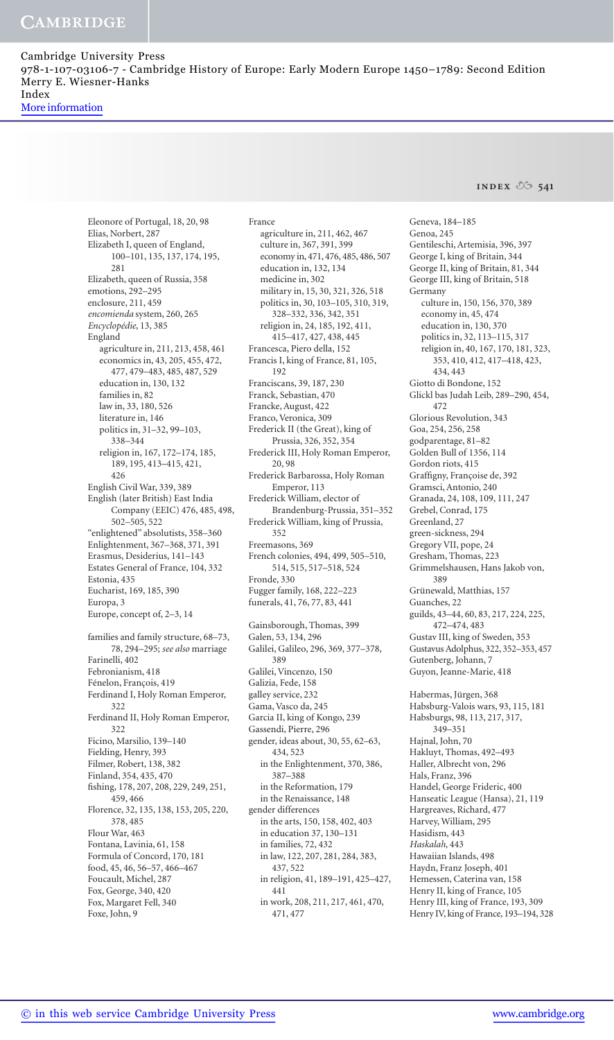Eleonore of Portugal, 18, 20, 98
Elias, Norbert, 287
Elizabeth I, queen of England, 100–101, 135, 137, 174, 195, 281
Elizabeth, queen of Russia, 358
emotions, 292–295
enclosure, 211, 459
*encomienda* system, 260, 265
*Encyclopédie*, 13, 385
England
- agriculture in, 211, 213, 458, 461
- economics in, 43, 205, 455, 472, 477, 479–483, 485, 487, 529
- education in, 130, 132
- families in, 82
- law in, 33, 180, 526
- literature in, 146
- politics in, 31–32, 99–103, 338–344
- religion in, 167, 172–174, 185, 189, 195, 413–415, 421, 426

English Civil War, 339, 389
English (later British) East India Company (EEIC) 476, 485, 498, 502–505, 522
"enlightened" absolutists, 358–360
Enlightenment, 367–368, 371, 391
Erasmus, Desiderius, 141–143
Estates General of France, 104, 332
Estonia, 435
Eucharist, 169, 185, 390
Europa, 3
Europe, concept of, 2–3, 14

families and family structure, 68–73, 78, 294–295; *see also* marriage
Farinelli, 402
Febronianism, 418
Fénelon, François, 419
Ferdinand I, Holy Roman Emperor, 322
Ferdinand II, Holy Roman Emperor, 322
Ficino, Marsilio, 139–140
Fielding, Henry, 393
Filmer, Robert, 138, 382
Finland, 354, 435, 470
fishing, 178, 207, 208, 229, 249, 251, 459, 466
Florence, 32, 135, 138, 153, 205, 220, 378, 485
Flour War, 463
Fontana, Lavinia, 61, 158
Formula of Concord, 170, 181
food, 45, 46, 56–57, 466–467
Foucault, Michel, 287
Fox, George, 340, 420
Fox, Margaret Fell, 340
Foxe, John, 9

France
- agriculture in, 211, 462, 467
- culture in, 367, 391, 399
- economy in, 471, 476, 485, 486, 507
- education in, 132, 134
- medicine in, 302
- military in, 15, 30, 321, 326, 518
- politics in, 30, 103–105, 310, 319, 328–332, 336, 342, 351
- religion in, 24, 185, 192, 411, 415–417, 427, 438, 445

Francesca, Piero della, 152
Francis I, king of France, 81, 105, 192
Franciscans, 39, 187, 230
Franck, Sebastian, 470
Francke, August, 422
Franco, Veronica, 309
Frederick II (the Great), king of Prussia, 326, 352, 354
Frederick III, Holy Roman Emperor, 20, 98
Frederick Barbarossa, Holy Roman Emperor, 113
Frederick William, elector of Brandenburg-Prussia, 351–352
Frederick William, king of Prussia, 352
Freemasons, 369
French colonies, 494, 499, 505–510, 514, 515, 517–518, 524
Fronde, 330
Fugger family, 168, 222–223
funerals, 41, 76, 77, 83, 441

Gainsborough, Thomas, 399
Galen, 53, 134, 296
Galilei, Galileo, 296, 369, 377–378, 389
Galilei, Vincenzo, 150
Galizia, Fede, 158
galley service, 232
Gama, Vasco da, 245
Garcia II, king of Kongo, 239
Gassendi, Pierre, 296
gender, ideas about, 30, 55, 62–63, 434, 523
- in the Enlightenment, 370, 386, 387–388
- in the Reformation, 179
- in the Renaissance, 148

gender differences
- in the arts, 150, 158, 402, 403
- in education 37, 130–131
- in families, 72, 432
- in law, 122, 207, 281, 284, 383, 437, 522
- in religion, 41, 189–191, 425–427, 441
- in work, 208, 211, 217, 461, 470, 471, 477

Geneva, 184–185
Genoa, 245
Gentileschi, Artemisia, 396, 397
George I, king of Britain, 344
George II, king of Britain, 81, 344
George III, king of Britain, 518
Germany
- culture in, 150, 156, 370, 389
- economy in, 45, 474
- education in, 130, 370
- politics in, 32, 113–115, 317
- religion in, 40, 167, 170, 181, 323, 353, 410, 412, 417–418, 423, 434, 443

Giotto di Bondone, 152
Glickl bas Judah Leib, 289–290, 454, 472
Glorious Revolution, 343
Goa, 254, 256, 258
godparentage, 81–82
Golden Bull of 1356, 114
Gordon riots, 415
Graffigny, Françoise de, 392
Gramsci, Antonio, 240
Granada, 24, 108, 109, 111, 247
Grebel, Conrad, 175
Greenland, 27
green-sickness, 294
Gregory VII, pope, 24
Gresham, Thomas, 223
Grimmelshausen, Hans Jakob von, 389
Grünewald, Matthias, 157
Guanches, 22
guilds, 43–44, 60, 83, 217, 224, 225, 472–474, 483
Gustav III, king of Sweden, 353
Gustavus Adolphus, 322, 352–353, 457
Gutenberg, Johann, 7
Guyon, Jeanne-Marie, 418

Habermas, Jürgen, 368
Habsburg-Valois wars, 93, 115, 181
Habsburgs, 98, 113, 217, 317, 349–351
Hajnal, John, 70
Hakluyt, Thomas, 492–493
Haller, Albrecht von, 296
Hals, Franz, 396
Handel, George Frideric, 400
Hanseatic League (Hansa), 21, 119
Hargreaves, Richard, 477
Harvey, William, 295
Hasidism, 443
*Haskalah*, 443
Hawaiian Islands, 498
Haydn, Franz Joseph, 401
Hemessen, Caterina van, 158
Henry II, king of France, 105
Henry III, king of France, 193, 309
Henry IV, king of France, 193–194, 328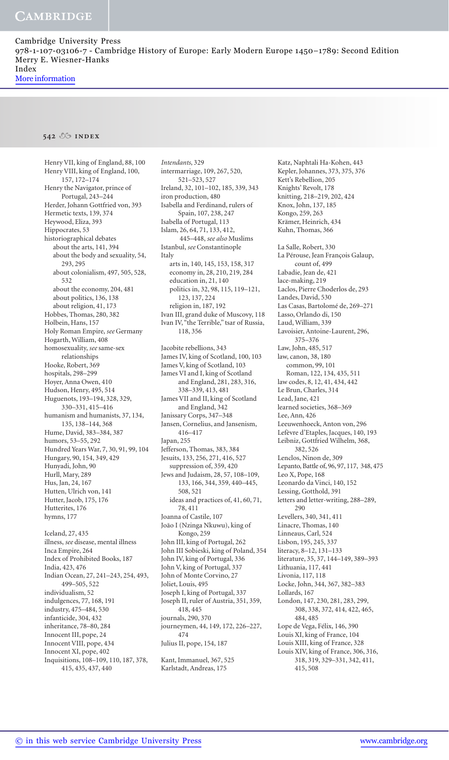Henry VII, king of England, 88, 100
Henry VIII, king of England, 100, 157, 172–174
Henry the Navigator, prince of Portugal, 243–244
Herder, Johann Gottfried von, 393
Hermetic texts, 139, 374
Heywood, Eliza, 393
Hippocrates, 53
historiographical debates
  about the arts, 141, 394
  about the body and sexuality, 54, 293, 295
  about colonialism, 497, 505, 528, 532
  about the economy, 204, 481
  about politics, 136, 138
  about religion, 41, 173
Hobbes, Thomas, 280, 382
Holbein, Hans, 157
Holy Roman Empire, *see* Germany
Hogarth, William, 408
homosexuality, *see* same-sex relationships
Hooke, Robert, 369
hospitals, 298–299
Hoyer, Anna Owen, 410
Hudson, Henry, 495, 514
Huguenots, 193–194, 328, 329, 330–331, 415–416
humanism and humanists, 37, 134, 135, 138–144, 368
Hume, David, 383–384, 387
humors, 53–55, 292
Hundred Years War, 7, 30, 91, 99, 104
Hungary, 90, 154, 349, 429
Hunyadi, John, 90
Hurll, Mary, 289
Hus, Jan, 24, 167
Hutten, Ulrich von, 141
Hutter, Jacob, 175, 176
Hutterites, 176
hymns, 177

Iceland, 27, 435
illness, *see* disease, mental illness
Inca Empire, 264
Index of Prohibited Books, 187
India, 423, 476
Indian Ocean, 27, 241–243, 254, 493, 499–505, 522
individualism, 52
indulgences, 77, 168, 191
industry, 475–484, 530
infanticide, 304, 432
inheritance, 78–80, 284
Innocent III, pope, 24
Innocent VIII, pope, 434
Innocent XI, pope, 402
Inquisitions, 108–109, 110, 187, 378, 415, 435, 437, 440

*Intendants*, 329
intermarriage, 109, 267, 520, 521–523, 527
Ireland, 32, 101–102, 185, 339, 343
iron production, 480
Isabella and Ferdinand, rulers of Spain, 107, 238, 247
Isabella of Portugal, 113
Islam, 26, 64, 71, 133, 412, 445–448, *see also* Muslims
Istanbul, *see* Constantinople
Italy
  arts in, 140, 145, 153, 158, 317
  economy in, 28, 210, 219, 284
  education in, 21, 140
  politics in, 32, 98, 115, 119–121, 123, 137, 224
  religion in, 187, 192
Ivan III, grand duke of Muscovy, 118
Ivan IV, "the Terrible," tsar of Russia, 118, 356

Jacobite rebellions, 343
James IV, king of Scotland, 100, 103
James V, king of Scotland, 103
James VI and I, king of Scotland and England, 281, 283, 316, 338–339, 413, 481
James VII and II, king of Scotland and England, 342
Janissary Corps, 347–348
Jansen, Cornelius, and Jansenism, 416–417
Japan, 255
Jefferson, Thomas, 383, 384
Jesuits, 133, 256, 271, 416, 527
  suppression of, 359, 420
Jews and Judaism, 28, 57, 108–109, 133, 166, 344, 359, 440–445, 508, 521
  ideas and practices of, 41, 60, 71, 78, 411
Joanna of Castile, 107
João I (Nzinga Nkuwu), king of Kongo, 259
John III, king of Portugal, 262
John III Sobieski, king of Poland, 354
John IV, king of Portugal, 336
John V, king of Portugal, 337
John of Monte Corvino, 27
Joliet, Louis, 495
Joseph I, king of Portugal, 337
Joseph II, ruler of Austria, 351, 359, 418, 445
journals, 290, 370
journeymen, 44, 149, 172, 226–227, 474
Julius II, pope, 154, 187

Kant, Immanuel, 367, 525
Karlstadt, Andreas, 175
Katz, Naphtali Ha-Kohen, 443
Kepler, Johannes, 373, 375, 376
Kett's Rebellion, 205
Knights' Revolt, 178
knitting, 218–219, 202, 424
Knox, John, 137, 185
Kongo, 259, 263
Krämer, Heinrich, 434
Kuhn, Thomas, 366

La Salle, Robert, 330
La Pérouse, Jean François Galaup, count of, 499
Labadie, Jean de, 421
lace-making, 219
Laclos, Pierre Choderlos de, 293
Landes, David, 530
Las Casas, Bartolomé de, 269–271
Lasso, Orlando di, 150
Laud, William, 339
Lavoisier, Antoine-Laurent, 296, 375–376
Law, John, 485, 517
law, canon, 38, 180
  common, 99, 101
  Roman, 122, 134, 435, 511
law codes, 8, 12, 41, 434, 442
Le Brun, Charles, 314
Lead, Jane, 421
learned societies, 368–369
Lee, Ann, 426
Leeuwenhoeck, Anton von, 296
Lefèvre d'Etaples, Jacques, 140, 193
Leibniz, Gottfried Wilhelm, 368, 382, 526
Lenclos, Ninon de, 309
Lepanto, Battle of, 96, 97, 117, 348, 475
Leo X, Pope, 168
Leonardo da Vinci, 140, 152
Lessing, Gotthold, 391
letters and letter-writing, 288–289, 290
Levellers, 340, 341, 411
Linacre, Thomas, 140
Linneaus, Carl, 524
Lisbon, 195, 245, 337
literacy, 8–12, 131–133
literature, 35, 37, 144–149, 389–393
Lithuania, 117, 441
Livonia, 117, 118
Locke, John, 344, 367, 382–383
Lollards, 167
London, 147, 230, 281, 283, 299, 308, 338, 372, 414, 422, 465, 484, 485
Lope de Vega, Félix, 146, 390
Louis XI, king of France, 104
Louis XIII, king of France, 328
Louis XIV, king of France, 306, 316, 318, 319, 329–331, 342, 411, 415, 508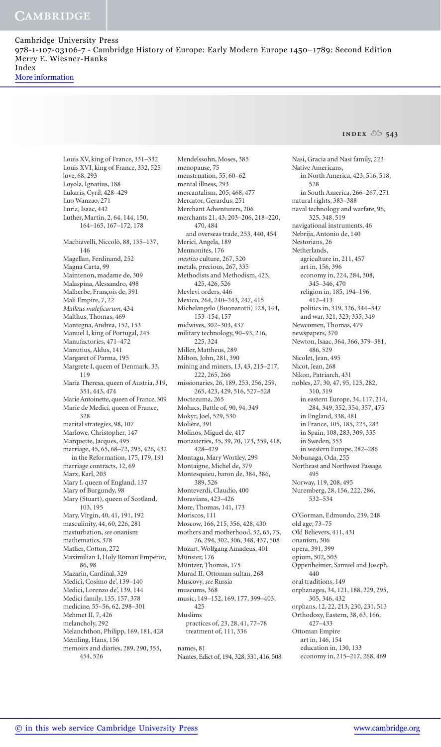Louis XV, king of France, 331–332
Louis XVI, king of France, 332, 525
love, 68, 293
Loyola, Ignatius, 188
Lukaris, Cyril, 428–429
Luo Wanzao, 271
Luria, Isaac, 442
Luther, Martin, 2, 64, 144, 150, 164–165, 167–172, 178

Machiavelli, Niccolò, 88, 135–137, 146
Magellan, Ferdinand, 252
Magna Carta, 99
Maintenon, madame de, 309
Malaspina, Alessandro, 498
Malherbe, François de, 391
Mali Empire, 7, 22
*Malleus maleficarum*, 434
Malthus, Thomas, 469
Mantegna, Andrea, 152, 153
Manuel I, king of Portugal, 245
Manufactories, 471–472
Manutius, Aldus, 141
Margaret of Parma, 195
Margrete I, queen of Denmark, 33, 119
Maria Theresa, queen of Austria, 319, 351, 443, 474
Marie Antoinette, queen of France, 309
Marie de Medici, queen of France, 328
marital strategies, 98, 107
Marlowe, Christopher, 147
Marquette, Jacques, 495
marriage, 45, 65, 68–72, 295, 426, 432
  in the Reformation, 175, 179, 191
marriage contracts, 12, 69
Marx, Karl, 203
Mary I, queen of England, 137
Mary of Burgundy, 98
Mary (Stuart), queen of Scotland, 103, 195
Mary, Virgin, 40, 41, 191, 192
masculinity, 44, 60, 226, 281
masturbation, *see* onanism
mathematics, 378
Mather, Cotton, 272
Maximilian I, Holy Roman Emperor, 86, 98
Mazarin, Cardinal, 329
Medici, Cosimo de', 139–140
Medici, Lorenzo de', 139, 144
Medici family, 135, 157, 378
medicine, 55–56, 62, 298–301
Mehmet II, 7, 426
melancholy, 292
Melanchthon, Philipp, 169, 181, 428
Memling, Hans, 156
memoirs and diaries, 289, 290, 355, 454, 526
Mendelssohn, Moses, 385
menopause, 75
menstruation, 55, 60–62
mental illness, 293
mercantalism, 205, 468, 477
Mercator, Gerardus, 251
Merchant Adventurers, 206
merchants 21, 43, 203–206, 218–220, 470, 484
  and overseas trade, 253, 440, 454
Merici, Angela, 189
Mennonites, 176
*mestizo* culture, 267, 520
metals, precious, 267, 335
Methodists and Methodism, 423, 425, 426, 526
Mevlevi orders, 446
Mexico, 264, 240–243, 247, 415
Michelangelo (Buonarotti) 128, 144, 153–154, 157
midwives, 302–303, 437
military technology, 90–93, 216, 225, 324
Miller, Mattheus, 289
Milton, John, 281, 390
mining and miners, 13, 43, 215–217, 222, 265, 266
missionaries, 26, 189, 253, 256, 259, 265, 423, 429, 516, 527–528
Moctezuma, 265
Mohacs, Battle of, 90, 94, 349
Mokyr, Joel, 529, 530
Molière, 391
Molinos, Miguel de, 417
monasteries, 35, 39, 70, 173, 359, 418, 428–429
Montagu, Mary Wortley, 299
Montaigne, Michel de, 379
Montesquieu, baron de, 384, 386, 389, 526
Monteverdi, Claudio, 400
Moravians, 423–426
More, Thomas, 141, 173
Moriscos, 111
Moscow, 166, 215, 356, 428, 430
mothers and motherhood, 52, 65, 75, 76, 294, 302, 306, 348, 437, 508
Mozart, Wolfgang Amadeus, 401
Münster, 176
Müntzer, Thomas, 175
Murad II, Ottoman sultan, 268
Muscovy, *see* Russia
museums, 368
music, 149–152, 169, 177, 399–403, 425
Muslims
  practices of, 23, 28, 41, 77–78
  treatment of, 111, 336

names, 81
Nantes, Edict of, 194, 328, 331, 416, 508
Nasi, Gracia and Nasi family, 223
Native Americans,
  in North America, 423, 516, 518, 528
  in South America, 266–267, 271
natural rights, 383–388
naval technology and warfare, 96, 325, 348, 519
navigational instruments, 46
Nebrija, Antonio de, 140
Nestorians, 26
Netherlands,
  agriculture in, 211, 457
  art in, 156, 396
  economy in, 224, 284, 308, 345–346, 470
  religion in, 185, 194–196, 412–413
  politics in, 319, 326, 344–347
  and war, 321, 323, 335, 349
Newcomen, Thomas, 479
newspapers, 370
Newton, Isaac, 364, 366, 379–381, 486, 529
Nicolet, Jean, 495
Nicot, Jean, 268
Nikon, Patriarch, 431
nobles, 27, 30, 47, 95, 123, 282, 310, 319
  in eastern Europe, 34, 117, 214, 284, 349, 352, 354, 357, 475
  in England, 338, 481
  in France, 105, 185, 225, 283
  in Spain, 108, 283, 309, 335
  in Sweden, 353
  in western Europe, 282–286
Nobunaga, Oda, 255
Northeast and Northwest Passage, 495
Norway, 119, 208, 495
Nuremberg, 28, 156, 222, 286, 532–534

O'Gorman, Edmundo, 239, 248
old age, 73–75
Old Believers, 411, 431
onanism, 306
opera, 391, 399
opium, 502, 503
Oppenheimer, Samuel and Joseph, 440
oral traditions, 149
orphanages, 34, 121, 188, 229, 295, 305, 346, 432
orphans, 12, 22, 213, 230, 231, 513
Orthodoxy, Eastern, 38, 63, 166, 427–433
Ottoman Empire
  art in, 146, 154
  education in, 130, 133
  economy in, 215–217, 268, 469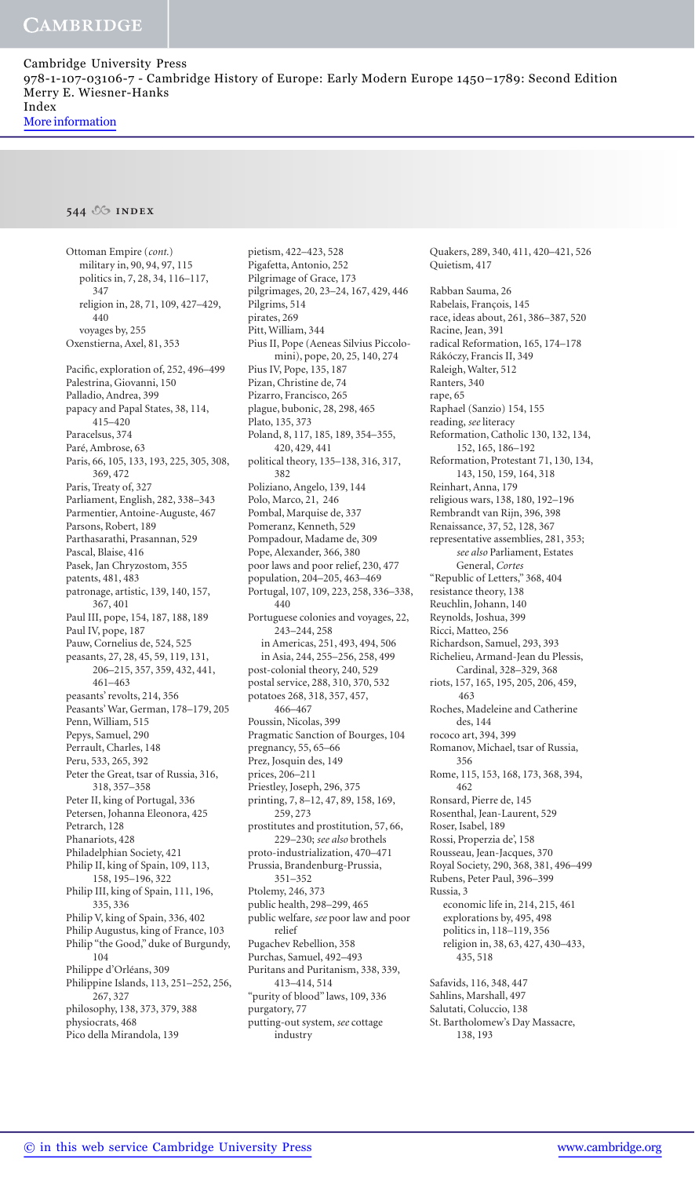Ottoman Empire (*cont.*)
  military in, 90, 94, 97, 115
  politics in, 7, 28, 34, 116–117, 347
  religion in, 28, 71, 109, 427–429, 440
  voyages by, 255
Oxenstierna, Axel, 81, 353

Pacific, exploration of, 252, 496–499
Palestrina, Giovanni, 150
Palladio, Andrea, 399
papacy and Papal States, 38, 114, 415–420
Paracelsus, 374
Paré, Ambrose, 63
Paris, 66, 105, 133, 193, 225, 305, 308, 369, 472
Paris, Treaty of, 327
Parliament, English, 282, 338–343
Parmentier, Antoine-Auguste, 467
Parsons, Robert, 189
Parthasarathi, Prasannan, 529
Pascal, Blaise, 416
Pasek, Jan Chryzostom, 355
patents, 481, 483
patronage, artistic, 139, 140, 157, 367, 401
Paul III, pope, 154, 187, 188, 189
Paul IV, pope, 187
Pauw, Cornelius de, 524, 525
peasants, 27, 28, 45, 59, 119, 131, 206–215, 357, 359, 432, 441, 461–463
peasants' revolts, 214, 356
Peasants' War, German, 178–179, 205
Penn, William, 515
Pepys, Samuel, 290
Perrault, Charles, 148
Peru, 533, 265, 392
Peter the Great, tsar of Russia, 316, 318, 357–358
Peter II, king of Portugal, 336
Petersen, Johanna Eleonora, 425
Petrarch, 128
Phanariots, 428
Philadelphian Society, 421
Philip II, king of Spain, 109, 113, 158, 195–196, 322
Philip III, king of Spain, 111, 196, 335, 336
Philip V, king of Spain, 336, 402
Philip Augustus, king of France, 103
Philip "the Good," duke of Burgundy, 104
Philippe d'Orléans, 309
Philippine Islands, 113, 251–252, 256, 267, 327
philosophy, 138, 373, 379, 388
physiocrats, 468
Pico della Mirandola, 139
pietism, 422–423, 528
Pigafetta, Antonio, 252
Pilgrimage of Grace, 173
pilgrimages, 20, 23–24, 167, 429, 446
Pilgrims, 514
pirates, 269
Pitt, William, 344
Pius II, Pope (Aeneas Silvius Piccolomini), pope, 20, 25, 140, 274
Pius IV, Pope, 135, 187
Pizan, Christine de, 74
Pizarro, Francisco, 265
plague, bubonic, 28, 298, 465
Plato, 135, 373
Poland, 8, 117, 185, 189, 354–355, 420, 429, 441
political theory, 135–138, 316, 317, 382
Poliziano, Angelo, 139, 144
Polo, Marco, 21, 246
Pombal, Marquise de, 337
Pomeranz, Kenneth, 529
Pompadour, Madame de, 309
Pope, Alexander, 366, 380
poor laws and poor relief, 230, 477
population, 204–205, 463–469
Portugal, 107, 109, 223, 258, 336–338, 440
Portuguese colonies and voyages, 22, 243–244, 258
  in Americas, 251, 493, 494, 506
  in Asia, 244, 255–256, 258, 499
post-colonial theory, 240, 529
postal service, 288, 310, 370, 532
potatoes 268, 318, 357, 457, 466–467
Poussin, Nicolas, 399
Pragmatic Sanction of Bourges, 104
pregnancy, 55, 65–66
Prez, Josquin des, 149
prices, 206–211
Priestley, Joseph, 296, 375
printing, 7, 8–12, 47, 89, 158, 169, 259, 273
prostitutes and prostitution, 57, 66, 229–230; *see also* brothels
proto-industrialization, 470–471
Prussia, Brandenburg-Prussia, 351–352
Ptolemy, 246, 373
public health, 298–299, 465
public welfare, *see* poor law and poor relief
Pugachev Rebellion, 358
Purchas, Samuel, 492–493
Puritans and Puritanism, 338, 339, 413–414, 514
"purity of blood" laws, 109, 336
purgatory, 77
putting-out system, *see* cottage industry

Quakers, 289, 340, 411, 420–421, 526
Quietism, 417

Rabban Sauma, 26
Rabelais, François, 145
race, ideas about, 261, 386–387, 520
Racine, Jean, 391
radical Reformation, 165, 174–178
Rákóczy, Francis II, 349
Raleigh, Walter, 512
Ranters, 340
rape, 65
Raphael (Sanzio) 154, 155
reading, *see* literacy
Reformation, Catholic 130, 132, 134, 152, 165, 186–192
Reformation, Protestant 71, 130, 134, 143, 150, 159, 164, 318
Reinhart, Anna, 179
religious wars, 138, 180, 192–196
Rembrandt van Rijn, 396, 398
Renaissance, 37, 52, 128, 367
representative assemblies, 281, 353; *see also* Parliament, Estates General, *Cortes*
"Republic of Letters," 368, 404
resistance theory, 138
Reuchlin, Johann, 140
Reynolds, Joshua, 399
Ricci, Matteo, 256
Richardson, Samuel, 293, 393
Richelieu, Armand-Jean du Plessis, Cardinal, 328–329, 368
riots, 157, 165, 195, 205, 206, 459, 463
Roches, Madeleine and Catherine des, 144
rococo art, 394, 399
Romanov, Michael, tsar of Russia, 356
Rome, 115, 153, 168, 173, 368, 394, 462
Ronsard, Pierre de, 145
Rosenthal, Jean-Laurent, 529
Roser, Isabel, 189
Rossi, Properzia de', 158
Rousseau, Jean-Jacques, 370
Royal Society, 290, 368, 381, 496–499
Rubens, Peter Paul, 396–399
Russia, 3
  economic life in, 214, 215, 461
  explorations by, 495, 498
  politics in, 118–119, 356
  religion in, 38, 63, 427, 430–433, 435, 518

Safavids, 116, 348, 447
Sahlins, Marshall, 497
Salutati, Coluccio, 138
St. Bartholomew's Day Massacre, 138, 193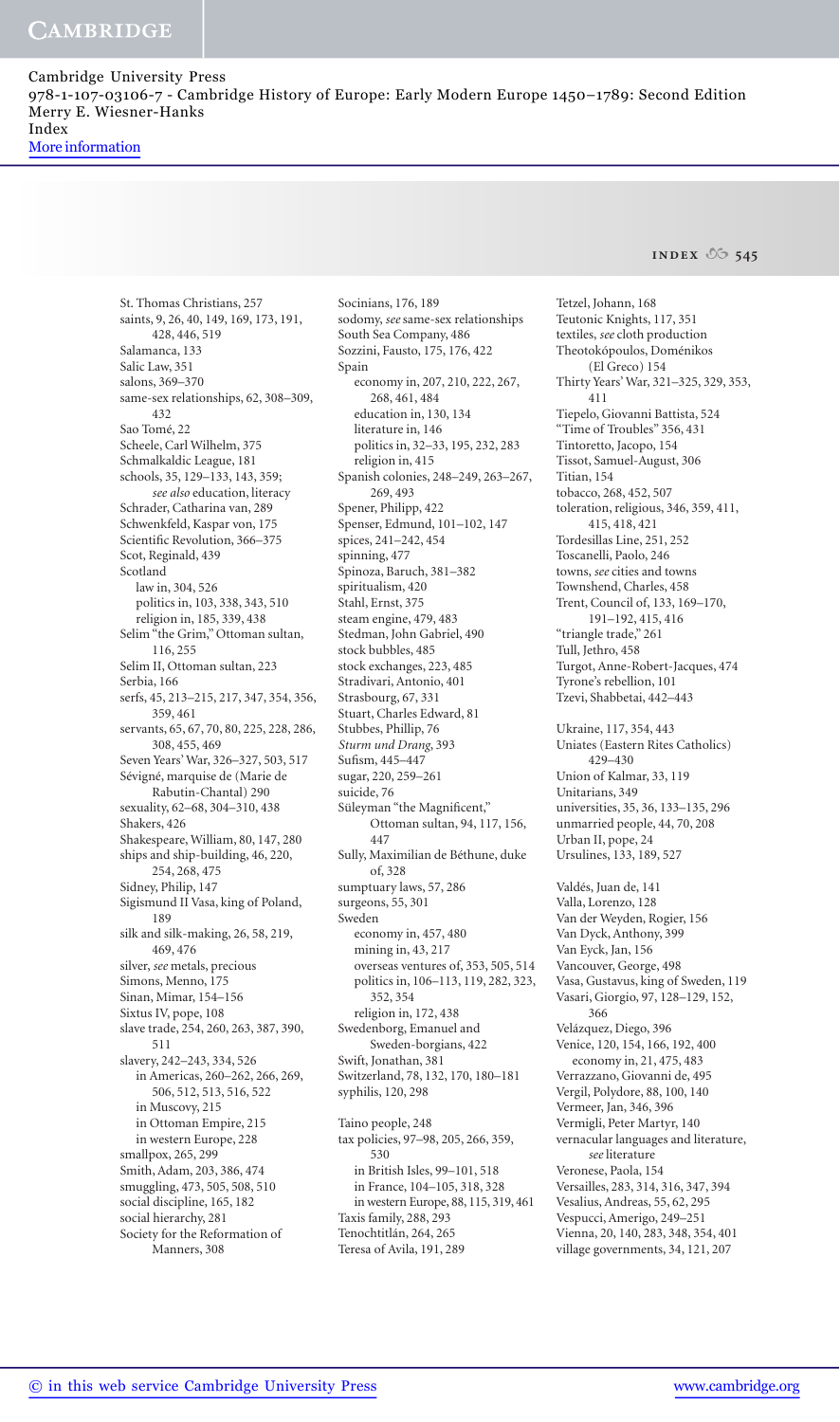St. Thomas Christians, 257
saints, 9, 26, 40, 149, 169, 173, 191, 428, 446, 519
Salamanca, 133
Salic Law, 351
salons, 369–370
same-sex relationships, 62, 308–309, 432
Sao Tomé, 22
Scheele, Carl Wilhelm, 375
Schmalkaldic League, 181
schools, 35, 129–133, 143, 359; *see also* education, literacy
Schrader, Catharina van, 289
Schwenkfeld, Kaspar von, 175
Scientific Revolution, 366–375
Scot, Reginald, 439
Scotland
  law in, 304, 526
  politics in, 103, 338, 343, 510
  religion in, 185, 339, 438
Selim "the Grim," Ottoman sultan, 116, 255
Selim II, Ottoman sultan, 223
Serbia, 166
serfs, 45, 213–215, 217, 347, 354, 356, 359, 461
servants, 65, 67, 70, 80, 225, 228, 286, 308, 455, 469
Seven Years' War, 326–327, 503, 517
Sévigné, marquise de (Marie de Rabutin-Chantal) 290
sexuality, 62–68, 304–310, 438
Shakers, 426
Shakespeare, William, 80, 147, 280
ships and ship-building, 46, 220, 254, 268, 475
Sidney, Philip, 147
Sigismund II Vasa, king of Poland, 189
silk and silk-making, 26, 58, 219, 469, 476
silver, *see* metals, precious
Simons, Menno, 175
Sinan, Mimar, 154–156
Sixtus IV, pope, 108
slave trade, 254, 260, 263, 387, 390, 511
slavery, 242–243, 334, 526
  in Americas, 260–262, 266, 269, 506, 512, 513, 516, 522
  in Muscovy, 215
  in Ottoman Empire, 215
  in western Europe, 228
smallpox, 265, 299
Smith, Adam, 203, 386, 474
smuggling, 473, 505, 508, 510
social discipline, 165, 182
social hierarchy, 281
Society for the Reformation of Manners, 308
Socinians, 176, 189
sodomy, *see* same-sex relationships
South Sea Company, 486
Sozzini, Fausto, 175, 176, 422
Spain
  economy in, 207, 210, 222, 267, 268, 461, 484
  education in, 130, 134
  literature in, 146
  politics in, 32–33, 195, 232, 283
  religion in, 415
Spanish colonies, 248–249, 263–267, 269, 493
Spener, Philipp, 422
Spenser, Edmund, 101–102, 147
spices, 241–242, 454
spinning, 477
Spinoza, Baruch, 381–382
spiritualism, 420
Stahl, Ernst, 375
steam engine, 479, 483
Stedman, John Gabriel, 490
stock bubbles, 485
stock exchanges, 223, 485
Stradivari, Antonio, 401
Strasbourg, 67, 331
Stuart, Charles Edward, 81
Stubbes, Phillip, 76
*Sturm und Drang*, 393
Sufism, 445–447
sugar, 220, 259–261
suicide, 76
Süleyman "the Magnificent," Ottoman sultan, 94, 117, 156, 447
Sully, Maximilian de Béthune, duke of, 328
sumptuary laws, 57, 286
surgeons, 55, 301
Sweden
  economy in, 457, 480
  mining in, 43, 217
  overseas ventures of, 353, 505, 514
  politics in, 106–113, 119, 282, 323, 352, 354
  religion in, 172, 438
Swedenborg, Emanuel and Swedenborgians, 422
Swift, Jonathan, 381
Switzerland, 78, 132, 170, 180–181
syphilis, 120, 298

Taino people, 248
tax policies, 97–98, 205, 266, 359, 530
  in British Isles, 99–101, 518
  in France, 104–105, 318, 328
  in western Europe, 88, 115, 319, 461
Taxis family, 288, 293
Tenochtitlán, 264, 265
Teresa of Avila, 191, 289
Tetzel, Johann, 168
Teutonic Knights, 117, 351
textiles, *see* cloth production
Theotokópoulos, Doménikos (El Greco) 154
Thirty Years' War, 321–325, 329, 353, 411
Tiepelo, Giovanni Battista, 524
"Time of Troubles" 356, 431
Tintoretto, Jacopo, 154
Tissot, Samuel-August, 306
Titian, 154
tobacco, 268, 452, 507
toleration, religious, 346, 359, 411, 415, 418, 421
Tordesillas Line, 251, 252
Toscanelli, Paolo, 246
towns, *see* cities and towns
Townshend, Charles, 458
Trent, Council of, 133, 169–170, 191–192, 415, 416
"triangle trade," 261
Tull, Jethro, 458
Turgot, Anne-Robert-Jacques, 474
Tyrone's rebellion, 101
Tzevi, Shabbetai, 442–443

Ukraine, 117, 354, 443
Uniates (Eastern Rites Catholics) 429–430
Union of Kalmar, 33, 119
Unitarians, 349
universities, 35, 36, 133–135, 296
unmarried people, 44, 70, 208
Urban II, pope, 24
Ursulines, 133, 189, 527

Valdés, Juan de, 141
Valla, Lorenzo, 128
Van der Weyden, Rogier, 156
Van Dyck, Anthony, 399
Van Eyck, Jan, 156
Vancouver, George, 498
Vasa, Gustavus, king of Sweden, 119
Vasari, Giorgio, 97, 128–129, 152, 366
Velázquez, Diego, 396
Venice, 120, 154, 166, 192, 400
  economy in, 21, 475, 483
Verrazzano, Giovanni de, 495
Vergil, Polydore, 88, 100, 140
Vermeer, Jan, 346, 396
Vermigli, Peter Martyr, 140
vernacular languages and literature, *see* literature
Veronese, Paola, 154
Versailles, 283, 314, 316, 347, 394
Vesalius, Andreas, 55, 62, 295
Vespucci, Amerigo, 249–251
Vienna, 20, 140, 283, 348, 354, 401
village governments, 34, 121, 207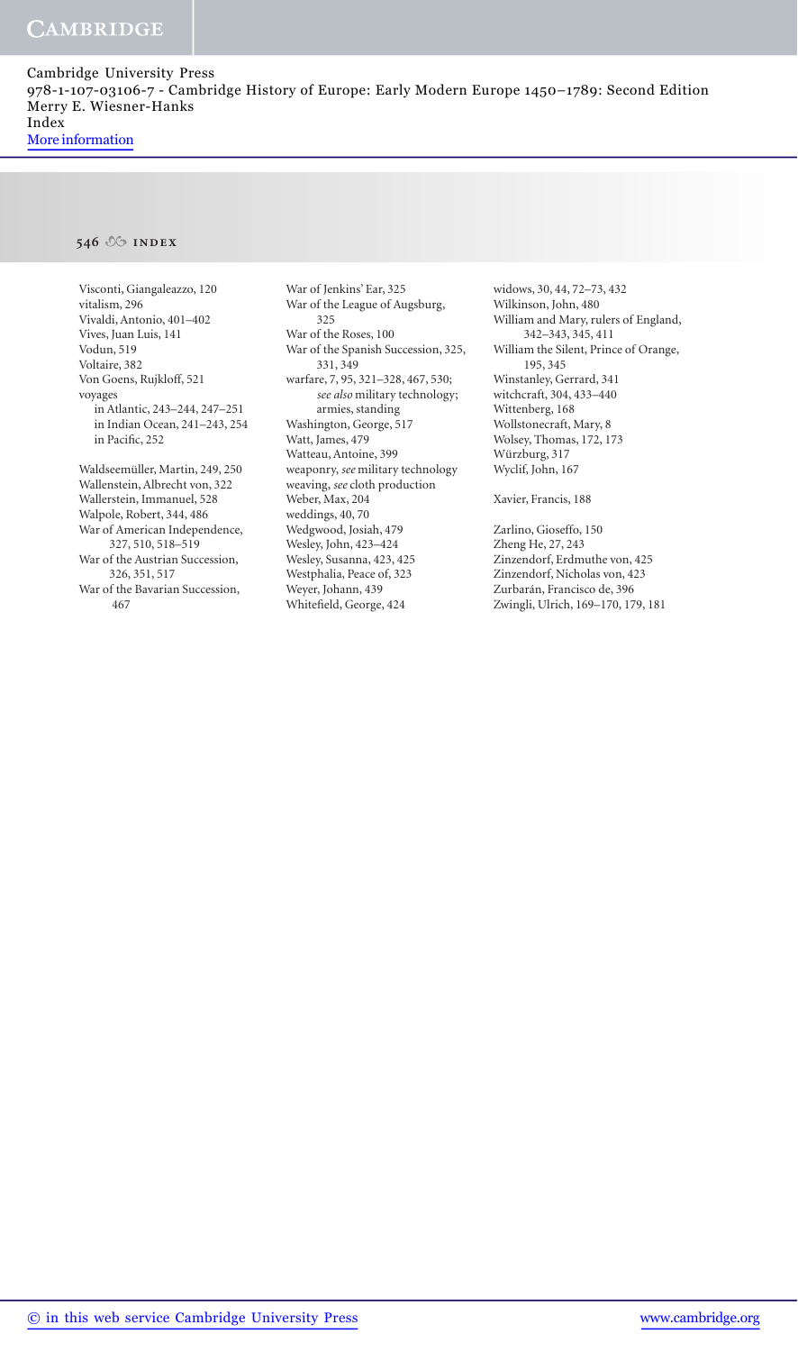Visconti, Giangaleazzo, 120
vitalism, 296
Vivaldi, Antonio, 401–402
Vives, Juan Luis, 141
Vodun, 519
Voltaire, 382
Von Goens, Rujkloff, 521
voyages
  in Atlantic, 243–244, 247–251
  in Indian Ocean, 241–243, 254
  in Pacific, 252

Waldseemüller, Martin, 249, 250
Wallenstein, Albrecht von, 322
Wallerstein, Immanuel, 528
Walpole, Robert, 344, 486
War of American Independence, 327, 510, 518–519
War of the Austrian Succession, 326, 351, 517
War of the Bavarian Succession, 467
War of Jenkins' Ear, 325
War of the League of Augsburg, 325
War of the Roses, 100
War of the Spanish Succession, 325, 331, 349
warfare, 7, 95, 321–328, 467, 530; *see also* military technology; armies, standing
Washington, George, 517
Watt, James, 479
Watteau, Antoine, 399
weaponry, *see* military technology
weaving, *see* cloth production
Weber, Max, 204
weddings, 40, 70
Wedgwood, Josiah, 479
Wesley, John, 423–424
Wesley, Susanna, 423, 425
Westphalia, Peace of, 323
Weyer, Johann, 439
Whitefield, George, 424
widows, 30, 44, 72–73, 432
Wilkinson, John, 480
William and Mary, rulers of England, 342–343, 345, 411
William the Silent, Prince of Orange, 195, 345
Winstanley, Gerrard, 341
witchcraft, 304, 433–440
Wittenberg, 168
Wollstonecraft, Mary, 8
Wolsey, Thomas, 172, 173
Würzburg, 317
Wyclif, John, 167

Xavier, Francis, 188

Zarlino, Gioseffo, 150
Zheng He, 27, 243
Zinzendorf, Erdmuthe von, 425
Zinzendorf, Nicholas von, 423
Zurbarán, Francisco de, 396
Zwingli, Ulrich, 169–170, 179, 181